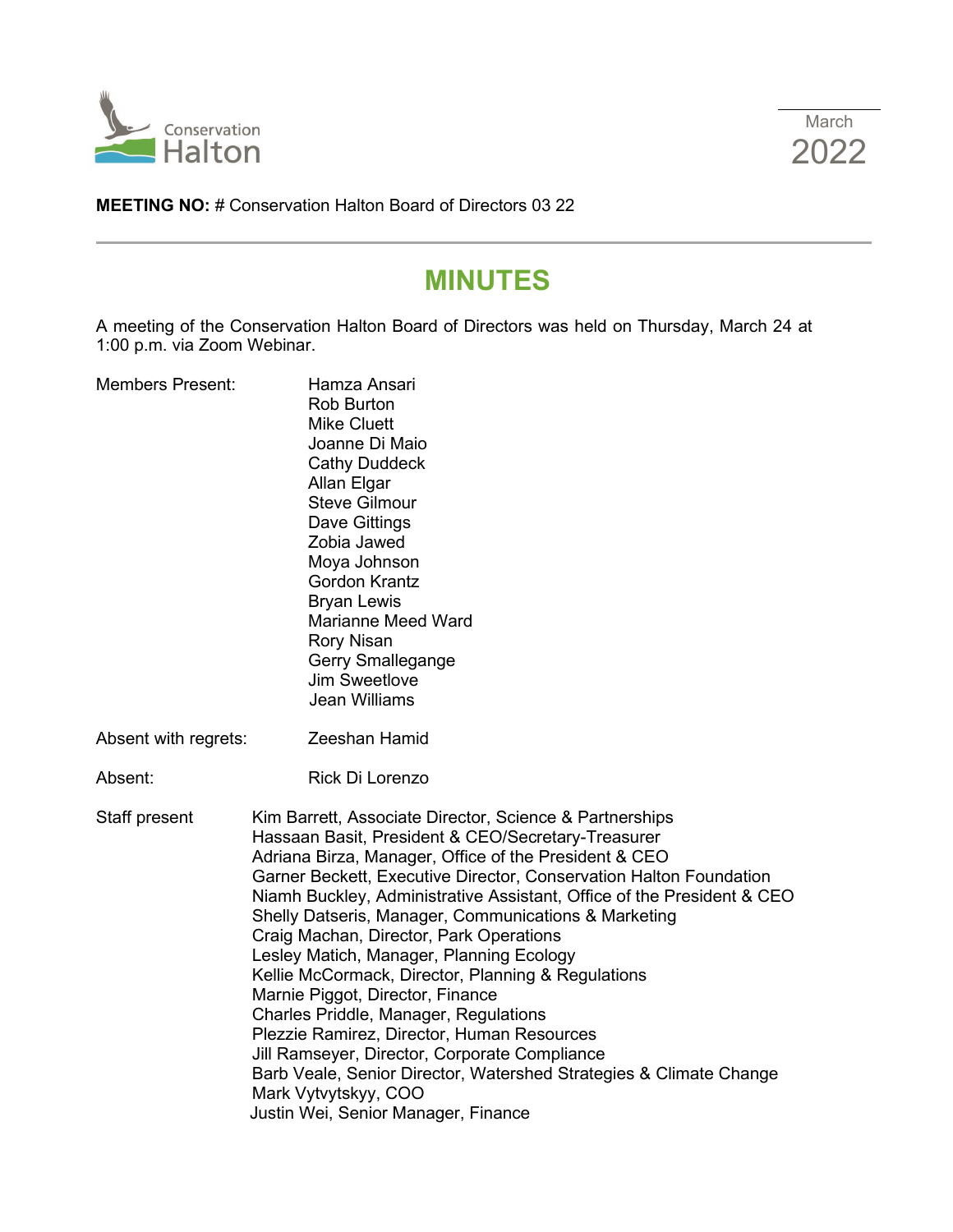Conservation Halton

March 2022

**MEETING NO:** # Conservation Halton Board of Directors 03 22

# MINUTES

A meeting of the Conservation Halton Board of Directors was held on Thursday, March 24 at 1:00 p.m. via Zoom Webinar.

Members Present:
Hamza Ansari
Rob Burton
Mike Cluett
Joanne Di Maio
Cathy Duddeck
Allan Elgar
Steve Gilmour
Dave Gittings
Zobia Jawed
Moya Johnson
Gordon Krantz
Bryan Lewis
Marianne Meed Ward
Rory Nisan
Gerry Smallegange
Jim Sweetlove
Jean Williams

Absent with regrets: Zeeshan Hamid

Absent: Rick Di Lorenzo

Staff present
Kim Barrett, Associate Director, Science & Partnerships
Hassaan Basit, President & CEO/Secretary-Treasurer
Adriana Birza, Manager, Office of the President & CEO
Garner Beckett, Executive Director, Conservation Halton Foundation
Niamh Buckley, Administrative Assistant, Office of the President & CEO
Shelly Datseris, Manager, Communications & Marketing
Craig Machan, Director, Park Operations
Lesley Matich, Manager, Planning Ecology
Kellie McCormack, Director, Planning & Regulations
Marnie Piggot, Director, Finance
Charles Priddle, Manager, Regulations
Plezzie Ramirez, Director, Human Resources
Jill Ramseyer, Director, Corporate Compliance
Barb Veale, Senior Director, Watershed Strategies & Climate Change
Mark Vytvytskyy, COO
Justin Wei, Senior Manager, Finance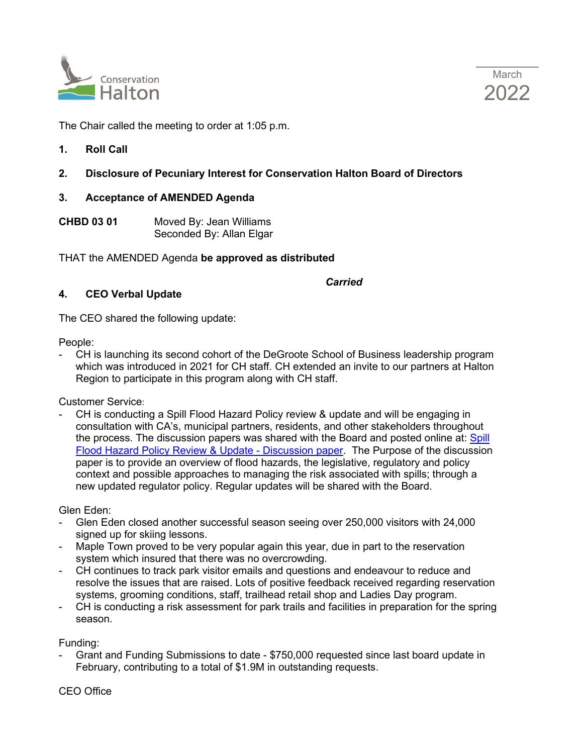The Chair called the meeting to order at 1:05 p.m.

**1. Roll Call**

**2. Disclosure of Pecuniary Interest for Conservation Halton Board of Directors**

**3. Acceptance of AMENDED Agenda**

**CHBD 03 01** Moved By: Jean Williams
Seconded By: Allan Elgar

THAT the AMENDED Agenda **be approved as distributed**

***Carried***

**4. CEO Verbal Update**

The CEO shared the following update:

People:

- CH is launching its second cohort of the DeGroote School of Business leadership program which was introduced in 2021 for CH staff. CH extended an invite to our partners at Halton Region to participate in this program along with CH staff.

Customer Service:

- CH is conducting a Spill Flood Hazard Policy review & update and will be engaging in consultation with CA's, municipal partners, residents, and other stakeholders throughout the process. The discussion papers was shared with the Board and posted online at: [Spill Flood Hazard Policy Review & Update - Discussion paper]. The Purpose of the discussion paper is to provide an overview of flood hazards, the legislative, regulatory and policy context and possible approaches to managing the risk associated with spills; through a new updated regulator policy. Regular updates will be shared with the Board.

Glen Eden:

- Glen Eden closed another successful season seeing over 250,000 visitors with 24,000 signed up for skiing lessons.
- Maple Town proved to be very popular again this year, due in part to the reservation system which insured that there was no overcrowding.
- CH continues to track park visitor emails and questions and endeavour to reduce and resolve the issues that are raised. Lots of positive feedback received regarding reservation systems, grooming conditions, staff, trailhead retail shop and Ladies Day program.
- CH is conducting a risk assessment for park trails and facilities in preparation for the spring season.

Funding:

- Grant and Funding Submissions to date - $750,000 requested since last board update in February, contributing to a total of $1.9M in outstanding requests.

CEO Office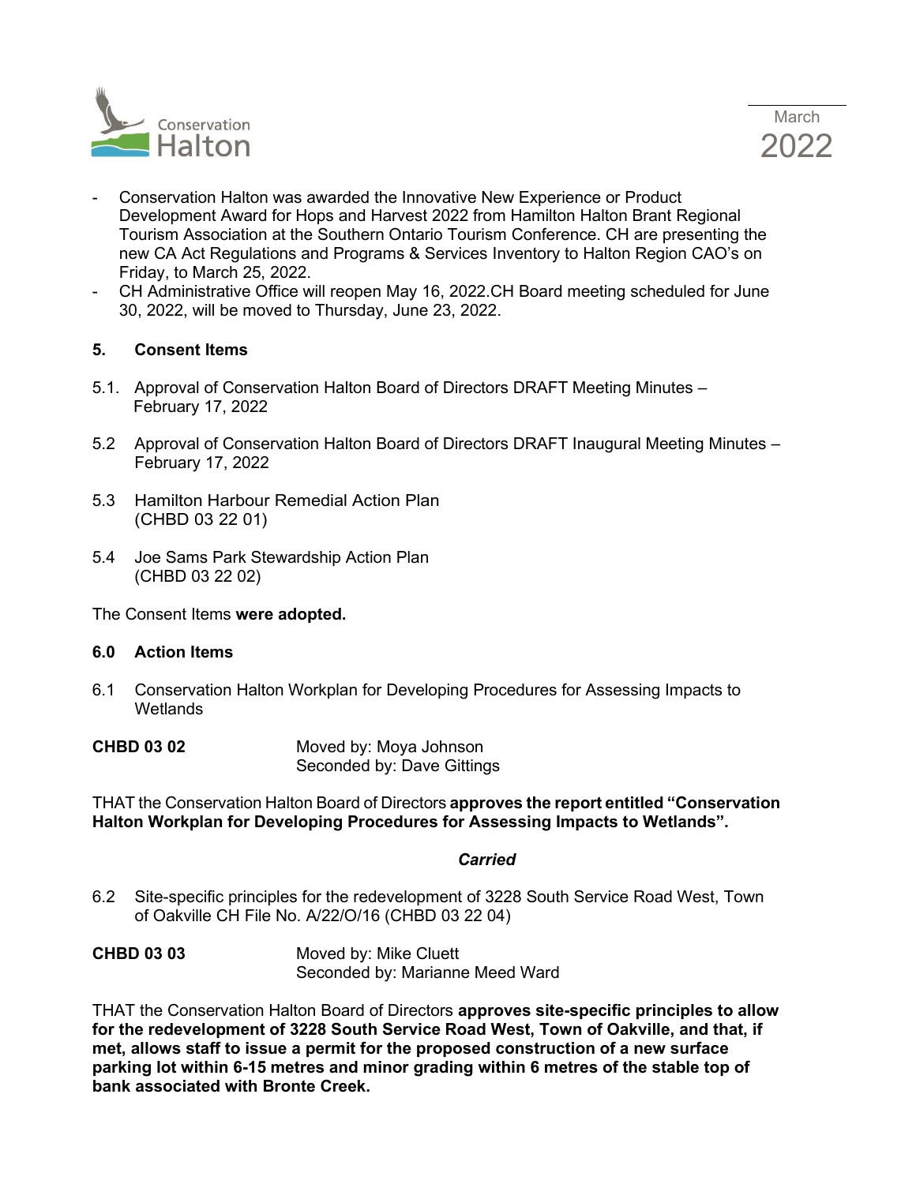- Conservation Halton was awarded the Innovative New Experience or Product Development Award for Hops and Harvest 2022 from Hamilton Halton Brant Regional Tourism Association at the Southern Ontario Tourism Conference. CH are presenting the new CA Act Regulations and Programs & Services Inventory to Halton Region CAO's on Friday, to March 25, 2022.
- CH Administrative Office will reopen May 16, 2022.CH Board meeting scheduled for June 30, 2022, will be moved to Thursday, June 23, 2022.

**5. Consent Items**

5.1. Approval of Conservation Halton Board of Directors DRAFT Meeting Minutes – February 17, 2022

5.2 Approval of Conservation Halton Board of Directors DRAFT Inaugural Meeting Minutes – February 17, 2022

5.3 Hamilton Harbour Remedial Action Plan (CHBD 03 22 01)

5.4 Joe Sams Park Stewardship Action Plan (CHBD 03 22 02)

The Consent Items **were adopted.**

**6.0 Action Items**

6.1 Conservation Halton Workplan for Developing Procedures for Assessing Impacts to Wetlands

**CHBD 03 02** Moved by: Moya Johnson
Seconded by: Dave Gittings

THAT the Conservation Halton Board of Directors **approves the report entitled "Conservation Halton Workplan for Developing Procedures for Assessing Impacts to Wetlands".**

***Carried***

6.2 Site-specific principles for the redevelopment of 3228 South Service Road West, Town of Oakville CH File No. A/22/O/16 (CHBD 03 22 04)

**CHBD 03 03** Moved by: Mike Cluett
Seconded by: Marianne Meed Ward

THAT the Conservation Halton Board of Directors **approves site-specific principles to allow for the redevelopment of 3228 South Service Road West, Town of Oakville, and that, if met, allows staff to issue a permit for the proposed construction of a new surface parking lot within 6-15 metres and minor grading within 6 metres of the stable top of bank associated with Bronte Creek.**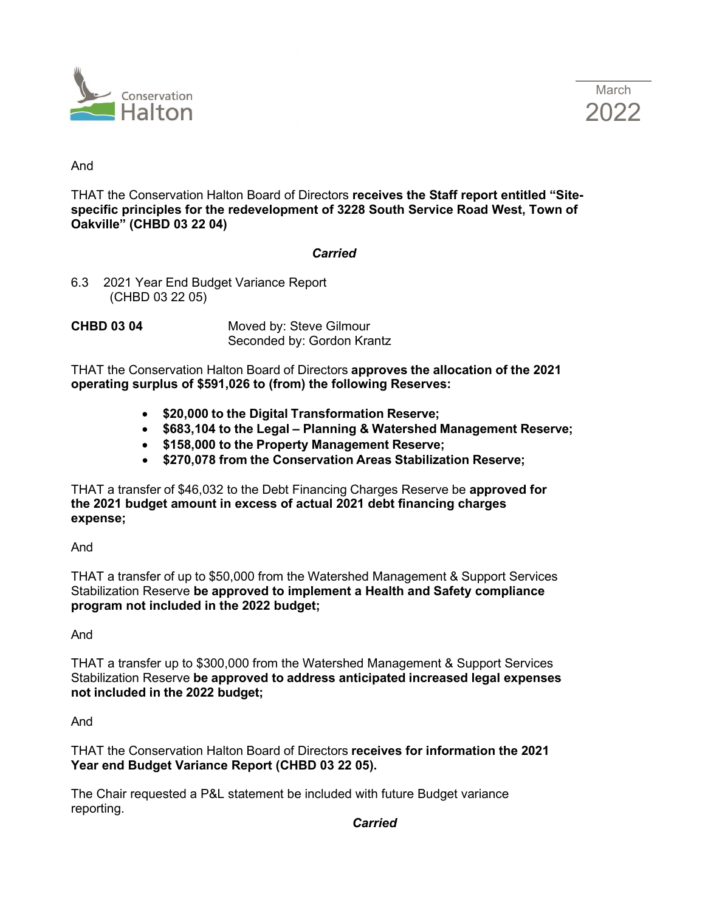And

THAT the Conservation Halton Board of Directors **receives the Staff report entitled "Site-specific principles for the redevelopment of 3228 South Service Road West, Town of Oakville" (CHBD 03 22 04)**

***Carried***

6.3 2021 Year End Budget Variance Report (CHBD 03 22 05)

**CHBD 03 04** Moved by: Steve Gilmour
Seconded by: Gordon Krantz

THAT the Conservation Halton Board of Directors **approves the allocation of the 2021 operating surplus of $591,026 to (from) the following Reserves:**

- **$20,000 to the Digital Transformation Reserve;**
- **$683,104 to the Legal – Planning & Watershed Management Reserve;**
- **$158,000 to the Property Management Reserve;**
- **$270,078 from the Conservation Areas Stabilization Reserve;**

THAT a transfer of $46,032 to the Debt Financing Charges Reserve be **approved for the 2021 budget amount in excess of actual 2021 debt financing charges expense;**

And

THAT a transfer of up to $50,000 from the Watershed Management & Support Services Stabilization Reserve **be approved to implement a Health and Safety compliance program not included in the 2022 budget;**

And

THAT a transfer up to $300,000 from the Watershed Management & Support Services Stabilization Reserve **be approved to address anticipated increased legal expenses not included in the 2022 budget;**

And

THAT the Conservation Halton Board of Directors **receives for information the 2021 Year end Budget Variance Report (CHBD 03 22 05).**

The Chair requested a P&L statement be included with future Budget variance reporting.

***Carried***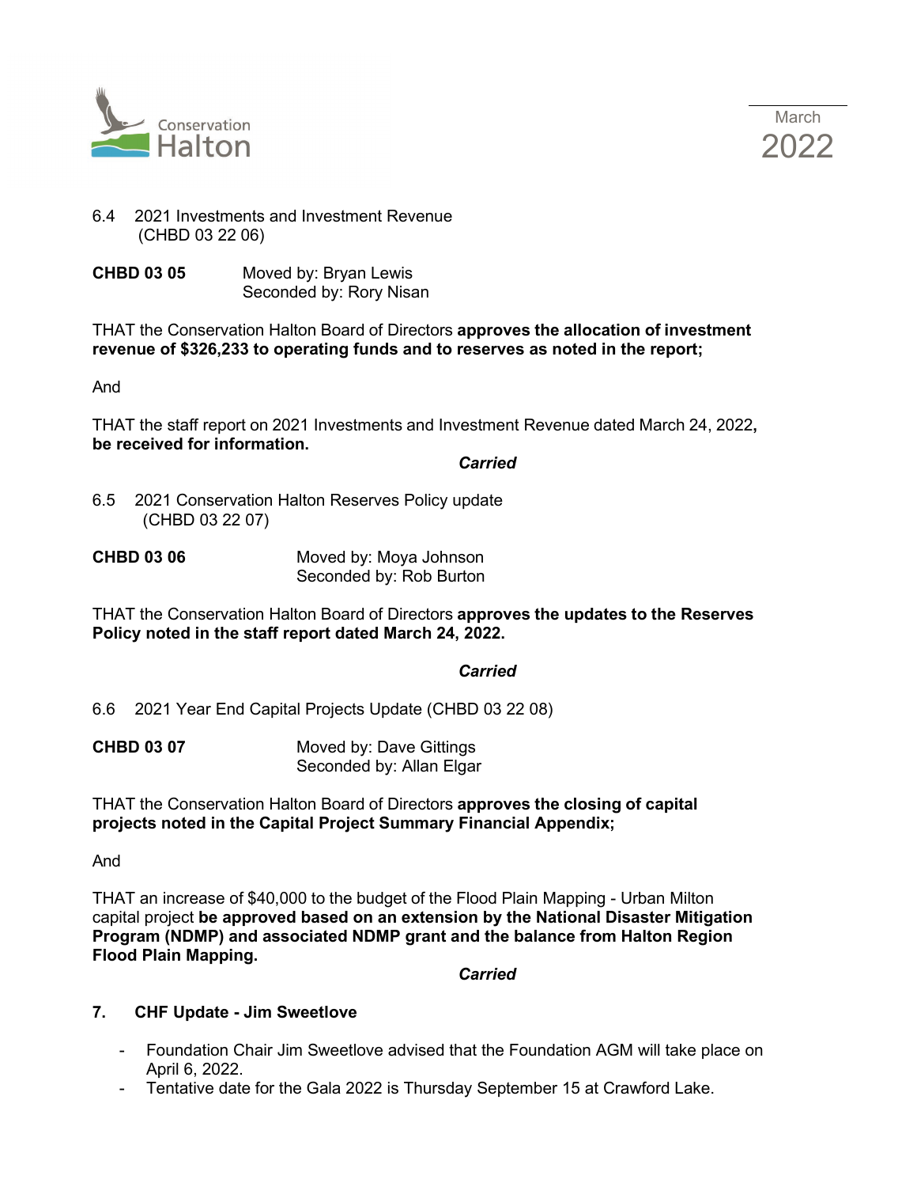6.4 2021 Investments and Investment Revenue (CHBD 03 22 06)

**CHBD 03 05** Moved by: Bryan Lewis
Seconded by: Rory Nisan

THAT the Conservation Halton Board of Directors **approves the allocation of investment revenue of $326,233 to operating funds and to reserves as noted in the report;**

And

THAT the staff report on 2021 Investments and Investment Revenue dated March 24, 2022**, be received for information.**

***Carried***

6.5 2021 Conservation Halton Reserves Policy update (CHBD 03 22 07)

**CHBD 03 06** Moved by: Moya Johnson
Seconded by: Rob Burton

THAT the Conservation Halton Board of Directors **approves the updates to the Reserves Policy noted in the staff report dated March 24, 2022.**

***Carried***

6.6 2021 Year End Capital Projects Update (CHBD 03 22 08)

**CHBD 03 07** Moved by: Dave Gittings
Seconded by: Allan Elgar

THAT the Conservation Halton Board of Directors **approves the closing of capital projects noted in the Capital Project Summary Financial Appendix;**

And

THAT an increase of $40,000 to the budget of the Flood Plain Mapping - Urban Milton capital project **be approved based on an extension by the National Disaster Mitigation Program (NDMP) and associated NDMP grant and the balance from Halton Region Flood Plain Mapping.**

***Carried***

## 7. CHF Update - Jim Sweetlove

- Foundation Chair Jim Sweetlove advised that the Foundation AGM will take place on April 6, 2022.
- Tentative date for the Gala 2022 is Thursday September 15 at Crawford Lake.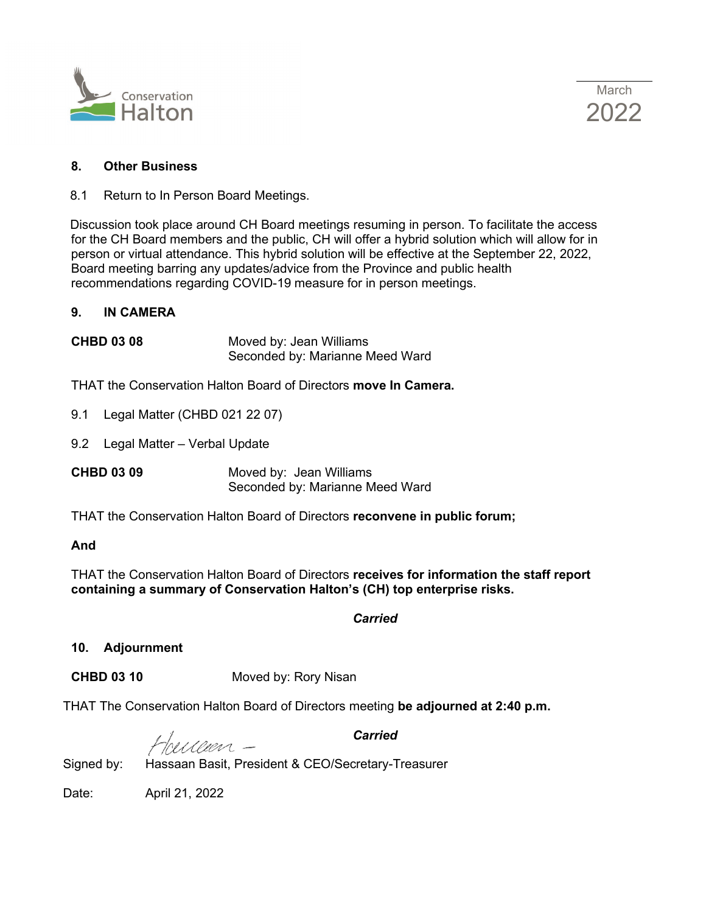## 8. Other Business

8.1 Return to In Person Board Meetings.

Discussion took place around CH Board meetings resuming in person. To facilitate the access for the CH Board members and the public, CH will offer a hybrid solution which will allow for in person or virtual attendance. This hybrid solution will be effective at the September 22, 2022, Board meeting barring any updates/advice from the Province and public health recommendations regarding COVID-19 measure for in person meetings.

## 9. IN CAMERA

**CHBD 03 08** Moved by: Jean Williams
Seconded by: Marianne Meed Ward

THAT the Conservation Halton Board of Directors **move In Camera.**

9.1 Legal Matter (CHBD 021 22 07)

9.2 Legal Matter – Verbal Update

**CHBD 03 09** Moved by: Jean Williams
Seconded by: Marianne Meed Ward

THAT the Conservation Halton Board of Directors **reconvene in public forum;**

**And**

THAT the Conservation Halton Board of Directors **receives for information the staff report containing a summary of Conservation Halton's (CH) top enterprise risks.**

***Carried***

## 10. Adjournment

**CHBD 03 10** Moved by: Rory Nisan

THAT The Conservation Halton Board of Directors meeting **be adjourned at 2:40 p.m.**

***Carried***

Signed by: Hassaan Basit, President & CEO/Secretary-Treasurer

Date: April 21, 2022